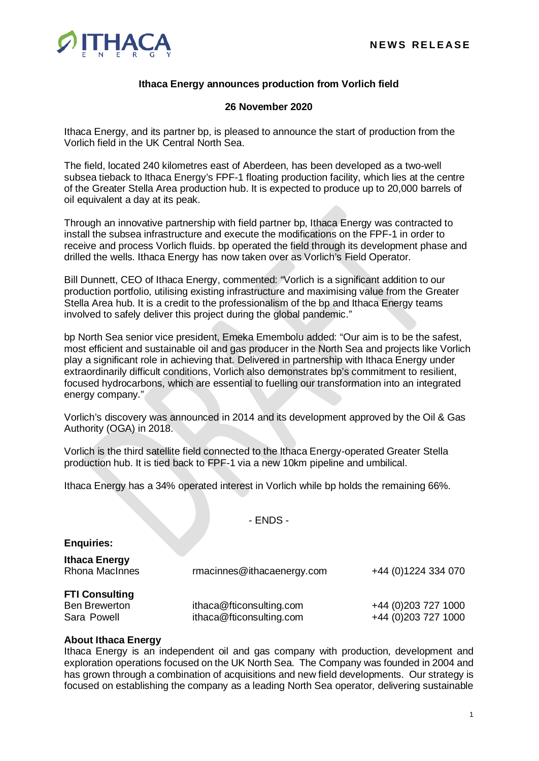ITHACA ENERGY

**NEWS RELEASE**

**Ithaca Energy announces production from Vorlich field**

**26 November 2020**

Ithaca Energy, and its partner bp, is pleased to announce the start of production from the Vorlich field in the UK Central North Sea.

The field, located 240 kilometres east of Aberdeen, has been developed as a two-well subsea tieback to Ithaca Energy's FPF-1 floating production facility, which lies at the centre of the Greater Stella Area production hub. It is expected to produce up to 20,000 barrels of oil equivalent a day at its peak.

Through an innovative partnership with field partner bp, Ithaca Energy was contracted to install the subsea infrastructure and execute the modifications on the FPF-1 in order to receive and process Vorlich fluids. bp operated the field through its development phase and drilled the wells. Ithaca Energy has now taken over as Vorlich's Field Operator.

Bill Dunnett, CEO of Ithaca Energy, commented: "Vorlich is a significant addition to our production portfolio, utilising existing infrastructure and maximising value from the Greater Stella Area hub. It is a credit to the professionalism of the bp and Ithaca Energy teams involved to safely deliver this project during the global pandemic."

bp North Sea senior vice president, Emeka Emembolu added: "Our aim is to be the safest, most efficient and sustainable oil and gas producer in the North Sea and projects like Vorlich play a significant role in achieving that. Delivered in partnership with Ithaca Energy under extraordinarily difficult conditions, Vorlich also demonstrates bp's commitment to resilient, focused hydrocarbons, which are essential to fuelling our transformation into an integrated energy company."

Vorlich's discovery was announced in 2014 and its development approved by the Oil & Gas Authority (OGA) in 2018.

Vorlich is the third satellite field connected to the Ithaca Energy-operated Greater Stella production hub. It is tied back to FPF-1 via a new 10km pipeline and umbilical.

Ithaca Energy has a 34% operated interest in Vorlich while bp holds the remaining 66%.

- ENDS -

**Enquiries:**

| | | |
|---|---|---|
| **Ithaca Energy** | | |
| Rhona MacInnes | rmacinnes@ithacaenergy.com | +44 (0)1224 334 070 |
| **FTI Consulting** | | |
| Ben Brewerton | ithaca@fticonsulting.com | +44 (0)203 727 1000 |
| Sara Powell | ithaca@fticonsulting.com | +44 (0)203 727 1000 |

**About Ithaca Energy**

Ithaca Energy is an independent oil and gas company with production, development and exploration operations focused on the UK North Sea. The Company was founded in 2004 and has grown through a combination of acquisitions and new field developments. Our strategy is focused on establishing the company as a leading North Sea operator, delivering sustainable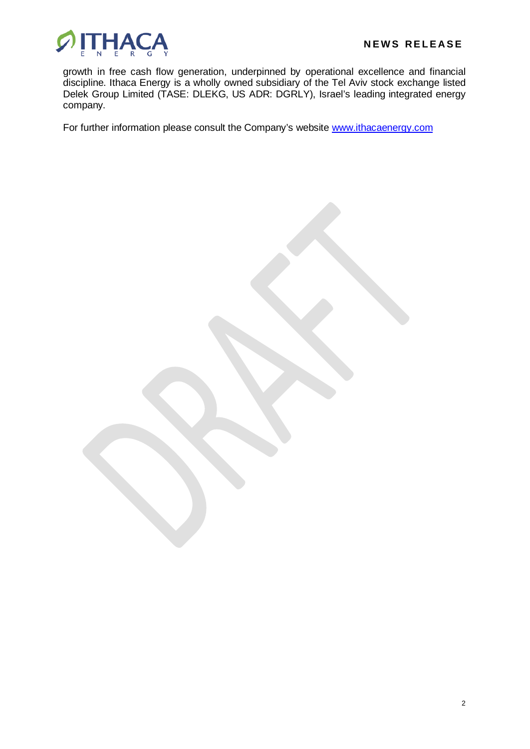growth in free cash flow generation, underpinned by operational excellence and financial discipline. Ithaca Energy is a wholly owned subsidiary of the Tel Aviv stock exchange listed Delek Group Limited (TASE: DLEKG, US ADR: DGRLY), Israel's leading integrated energy company.

For further information please consult the Company's website [www.ithacaenergy.com](http://www.ithacaenergy.com)